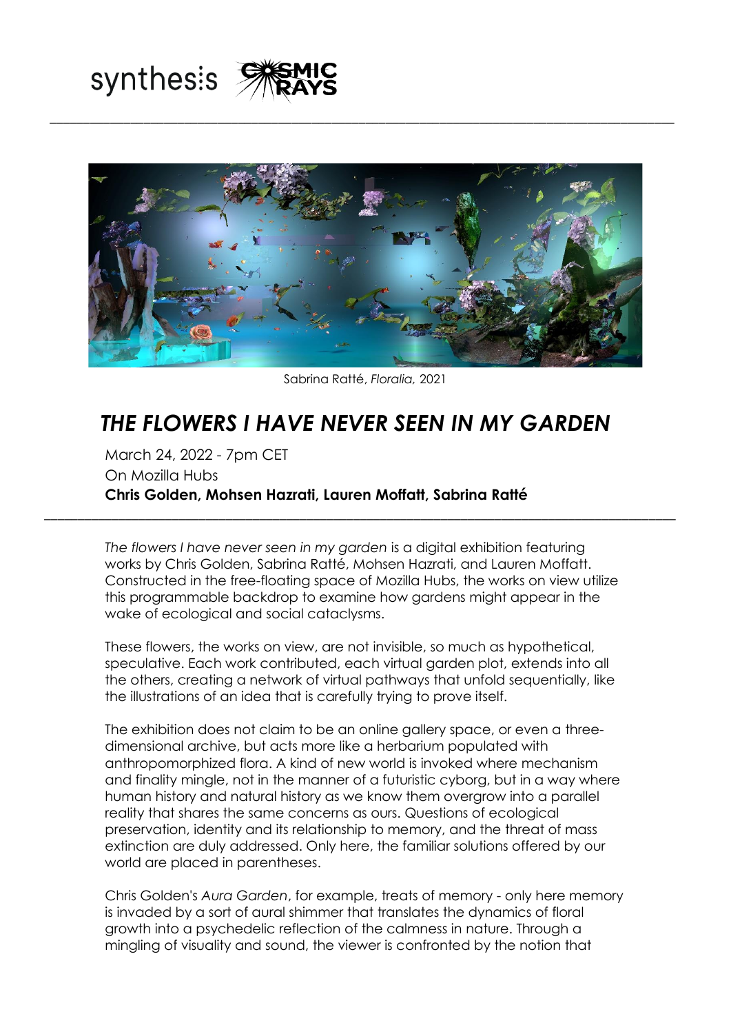synthesis COSMIC RAYS

Sabrina Ratté, *Floralia,* 2021

# *THE FLOWERS I HAVE NEVER SEEN IN MY GARDEN*

March 24, 2022 - 7pm CET
On Mozilla Hubs
**Chris Golden, Mohsen Hazrati, Lauren Moffatt, Sabrina Ratté**

---

*The flowers I have never seen in my garden* is a digital exhibition featuring works by Chris Golden, Sabrina Ratté, Mohsen Hazrati, and Lauren Moffatt. Constructed in the free-floating space of Mozilla Hubs, the works on view utilize this programmable backdrop to examine how gardens might appear in the wake of ecological and social cataclysms.

These flowers, the works on view, are not invisible, so much as hypothetical, speculative. Each work contributed, each virtual garden plot, extends into all the others, creating a network of virtual pathways that unfold sequentially, like the illustrations of an idea that is carefully trying to prove itself.

The exhibition does not claim to be an online gallery space, or even a three-dimensional archive, but acts more like a herbarium populated with anthropomorphized flora. A kind of new world is invoked where mechanism and finality mingle, not in the manner of a futuristic cyborg, but in a way where human history and natural history as we know them overgrow into a parallel reality that shares the same concerns as ours. Questions of ecological preservation, identity and its relationship to memory, and the threat of mass extinction are duly addressed. Only here, the familiar solutions offered by our world are placed in parentheses.

Chris Golden's *Aura Garden*, for example, treats of memory - only here memory is invaded by a sort of aural shimmer that translates the dynamics of floral growth into a psychedelic reflection of the calmness in nature. Through a mingling of visuality and sound, the viewer is confronted by the notion that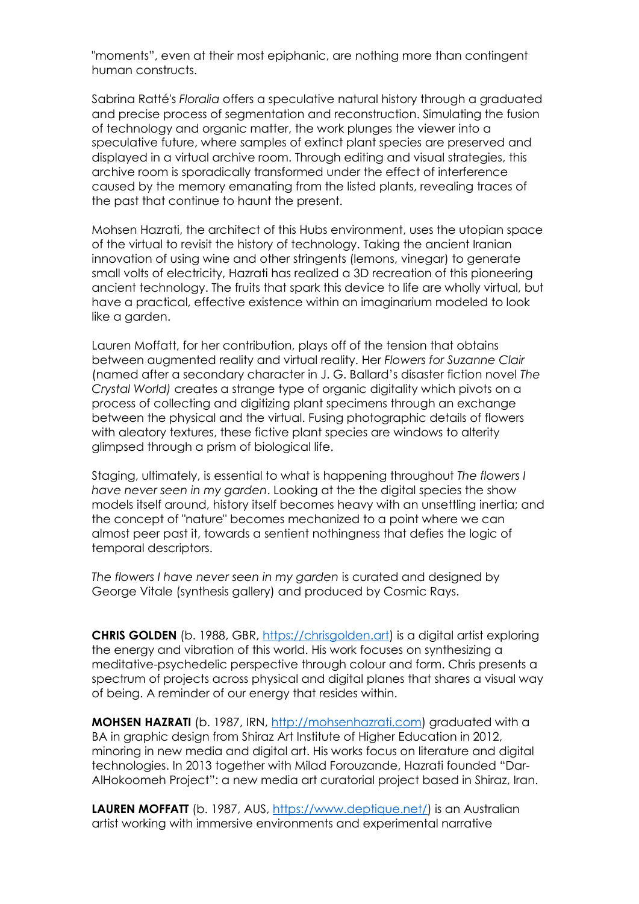"moments", even at their most epiphanic, are nothing more than contingent human constructs.

Sabrina Ratté's *Floralia* offers a speculative natural history through a graduated and precise process of segmentation and reconstruction. Simulating the fusion of technology and organic matter, the work plunges the viewer into a speculative future, where samples of extinct plant species are preserved and displayed in a virtual archive room. Through editing and visual strategies, this archive room is sporadically transformed under the effect of interference caused by the memory emanating from the listed plants, revealing traces of the past that continue to haunt the present.

Mohsen Hazrati, the architect of this Hubs environment, uses the utopian space of the virtual to revisit the history of technology. Taking the ancient Iranian innovation of using wine and other stringents (lemons, vinegar) to generate small volts of electricity, Hazrati has realized a 3D recreation of this pioneering ancient technology. The fruits that spark this device to life are wholly virtual, but have a practical, effective existence within an imaginarium modeled to look like a garden.

Lauren Moffatt, for her contribution, plays off of the tension that obtains between augmented reality and virtual reality. Her *Flowers for Suzanne Clair* (named after a secondary character in J. G. Ballard's disaster fiction novel *The Crystal World)* creates a strange type of organic digitality which pivots on a process of collecting and digitizing plant specimens through an exchange between the physical and the virtual. Fusing photographic details of flowers with aleatory textures, these fictive plant species are windows to alterity glimpsed through a prism of biological life.

Staging, ultimately, is essential to what is happening throughout *The flowers I have never seen in my garden*. Looking at the the digital species the show models itself around, history itself becomes heavy with an unsettling inertia; and the concept of "nature" becomes mechanized to a point where we can almost peer past it, towards a sentient nothingness that defies the logic of temporal descriptors.

*The flowers I have never seen in my garden* is curated and designed by George Vitale (synthesis gallery) and produced by Cosmic Rays.

**CHRIS GOLDEN** (b. 1988, GBR, [https://chrisgolden.art](https://chrisgolden.art)) is a digital artist exploring the energy and vibration of this world. His work focuses on synthesizing a meditative-psychedelic perspective through colour and form. Chris presents a spectrum of projects across physical and digital planes that shares a visual way of being. A reminder of our energy that resides within.

**MOHSEN HAZRATI** (b. 1987, IRN, [http://mohsenhazrati.com](http://mohsenhazrati.com)) graduated with a BA in graphic design from Shiraz Art Institute of Higher Education in 2012, minoring in new media and digital art. His works focus on literature and digital technologies. In 2013 together with Milad Forouzande, Hazrati founded "Dar-AlHokoomeh Project": a new media art curatorial project based in Shiraz, Iran.

**LAUREN MOFFATT** (b. 1987, AUS, [https://www.deptique.net/](https://www.deptique.net/)) is an Australian artist working with immersive environments and experimental narrative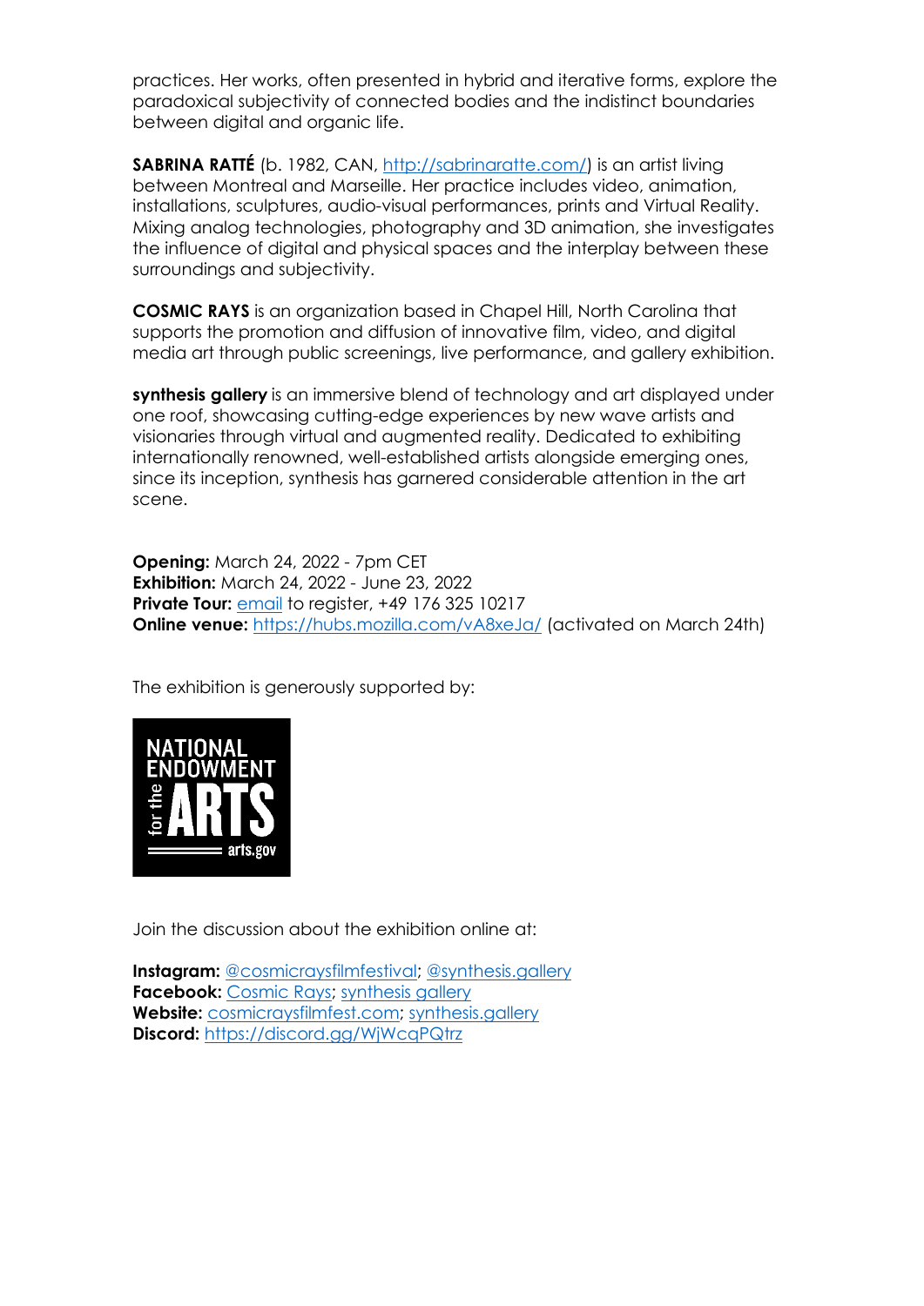practices. Her works, often presented in hybrid and iterative forms, explore the paradoxical subjectivity of connected bodies and the indistinct boundaries between digital and organic life.

**SABRINA RATTÉ** (b. 1982, CAN, http://sabrinaratte.com/) is an artist living between Montreal and Marseille. Her practice includes video, animation, installations, sculptures, audio-visual performances, prints and Virtual Reality. Mixing analog technologies, photography and 3D animation, she investigates the influence of digital and physical spaces and the interplay between these surroundings and subjectivity.

**COSMIC RAYS** is an organization based in Chapel Hill, North Carolina that supports the promotion and diffusion of innovative film, video, and digital media art through public screenings, live performance, and gallery exhibition.

**synthesis gallery** is an immersive blend of technology and art displayed under one roof, showcasing cutting-edge experiences by new wave artists and visionaries through virtual and augmented reality. Dedicated to exhibiting internationally renowned, well-established artists alongside emerging ones, since its inception, synthesis has garnered considerable attention in the art scene.

**Opening:** March 24, 2022 - 7pm CET
**Exhibition:** March 24, 2022 - June 23, 2022
**Private Tour:** email to register, +49 176 325 10217
**Online venue:** https://hubs.mozilla.com/vA8xeJa/ (activated on March 24th)

The exhibition is generously supported by:

NATIONAL ENDOWMENT for the ARTS
arts.gov

Join the discussion about the exhibition online at:

**Instagram:** @cosmicraysfilmfestival; @synthesis.gallery
**Facebook:** Cosmic Rays; synthesis gallery
**Website:** cosmicraysfilmfest.com; synthesis.gallery
**Discord:** https://discord.gg/WjWcqPQtrz